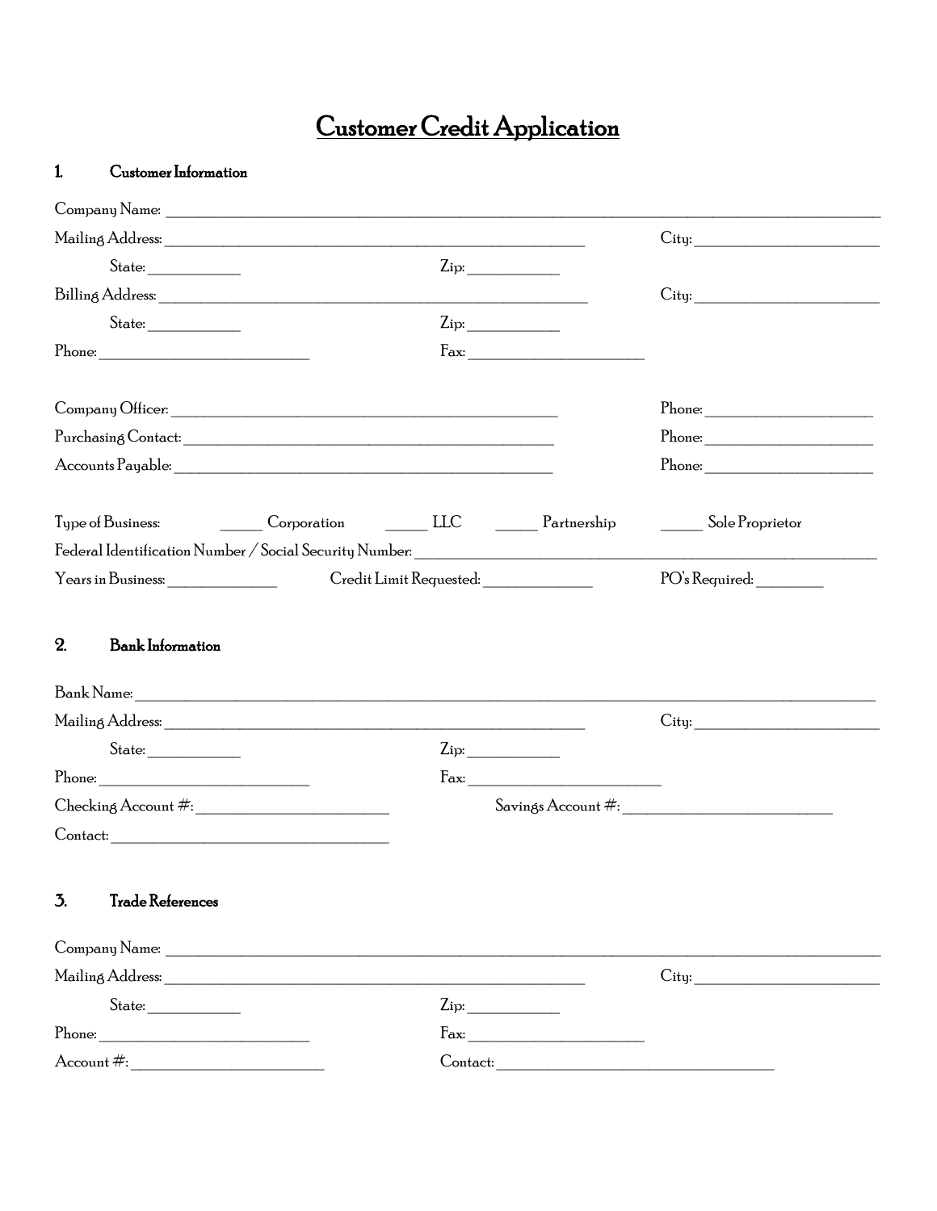# Customer Credit Application

## 1. Customer Information

Company Name: ______________________________________________

Mailing Address: ______________________________ City: ______________

State: __________ Zip: __________

Billing Address: ______________________________ City: ______________

State: __________ Zip: __________

Phone: ____________________ Fax: ____________________

Company Officer: ______________________________ Phone: ______________

Purchasing Contact: ______________________________ Phone: ______________

Accounts Payable: ______________________________ Phone: ______________

Type of Business: _____ Corporation _____ LLC _____ Partnership _____ Sole Proprietor

Federal Identification Number / Social Security Number: ______________________________

Years in Business: ____________ Credit Limit Requested: ____________ PO's Required: ________

## 2. Bank Information

Bank Name: ______________________________________________

Mailing Address: ______________________________ City: ______________

State: __________ Zip: __________

Phone: ____________________ Fax: ____________________

Checking Account #: ____________________ Savings Account #: ____________________

Contact: ______________________________

## 3. Trade References

Company Name: ______________________________________________

Mailing Address: ______________________________ City: ______________

State: __________ Zip: __________

Phone: ____________________ Fax: ____________________

Account #: ____________________ Contact: ______________________________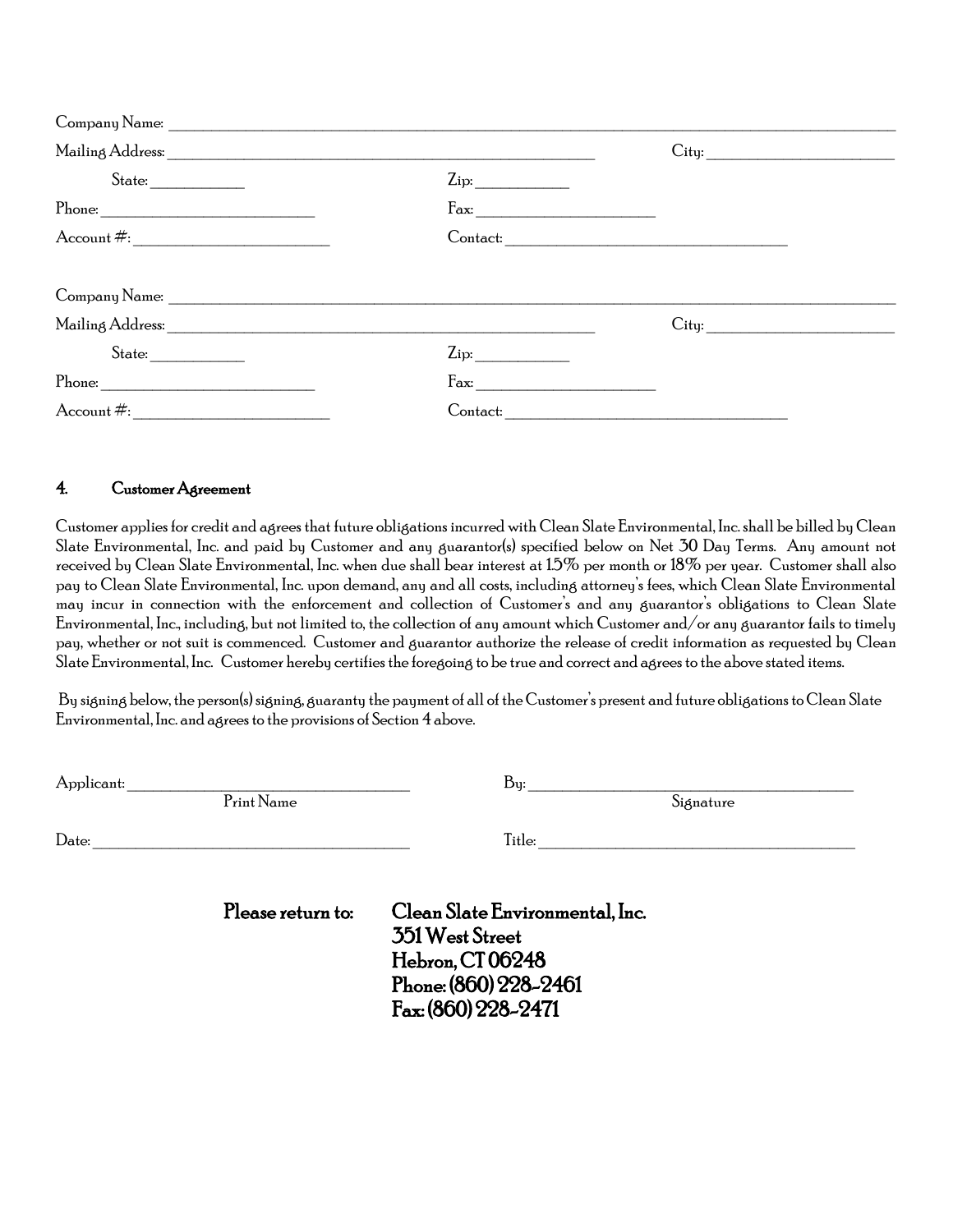Company Name: ___________________________________________________________________________________________

Mailing Address: ___________________________________________________ City: ________________________

State: ____________ Zip: ____________

Phone: ___________________________ Fax: _______________________

Account #: _________________________ Contact: ____________________________________

Company Name: ___________________________________________________________________________________________

Mailing Address: ___________________________________________________ City: ________________________

State: ____________ Zip: ____________

Phone: ___________________________ Fax: _______________________

Account #: _________________________ Contact: ____________________________________

## 4. Customer Agreement

Customer applies for credit and agrees that future obligations incurred with Clean Slate Environmental, Inc. shall be billed by Clean Slate Environmental, Inc. and paid by Customer and any guarantor(s) specified below on Net 30 Day Terms. Any amount not received by Clean Slate Environmental, Inc. when due shall bear interest at 1.5% per month or 18% per year. Customer shall also pay to Clean Slate Environmental, Inc. upon demand, any and all costs, including attorney's fees, which Clean Slate Environmental may incur in connection with the enforcement and collection of Customer's and any guarantor's obligations to Clean Slate Environmental, Inc., including, but not limited to, the collection of any amount which Customer and/or any guarantor fails to timely pay, whether or not suit is commenced. Customer and guarantor authorize the release of credit information as requested by Clean Slate Environmental, Inc. Customer hereby certifies the foregoing to be true and correct and agrees to the above stated items.

By signing below, the person(s) signing, guaranty the payment of all of the Customer's present and future obligations to Clean Slate Environmental, Inc. and agrees to the provisions of Section 4 above.

Applicant: ____________________________________ By: __________________________________________
Print Name Signature

Date: ________________________________________ Title: ________________________________________

**Please return to:** **Clean Slate Environmental, Inc.**
**351 West Street**
**Hebron, CT 06248**
**Phone: (860) 228-2461**
**Fax: (860) 228-2471**